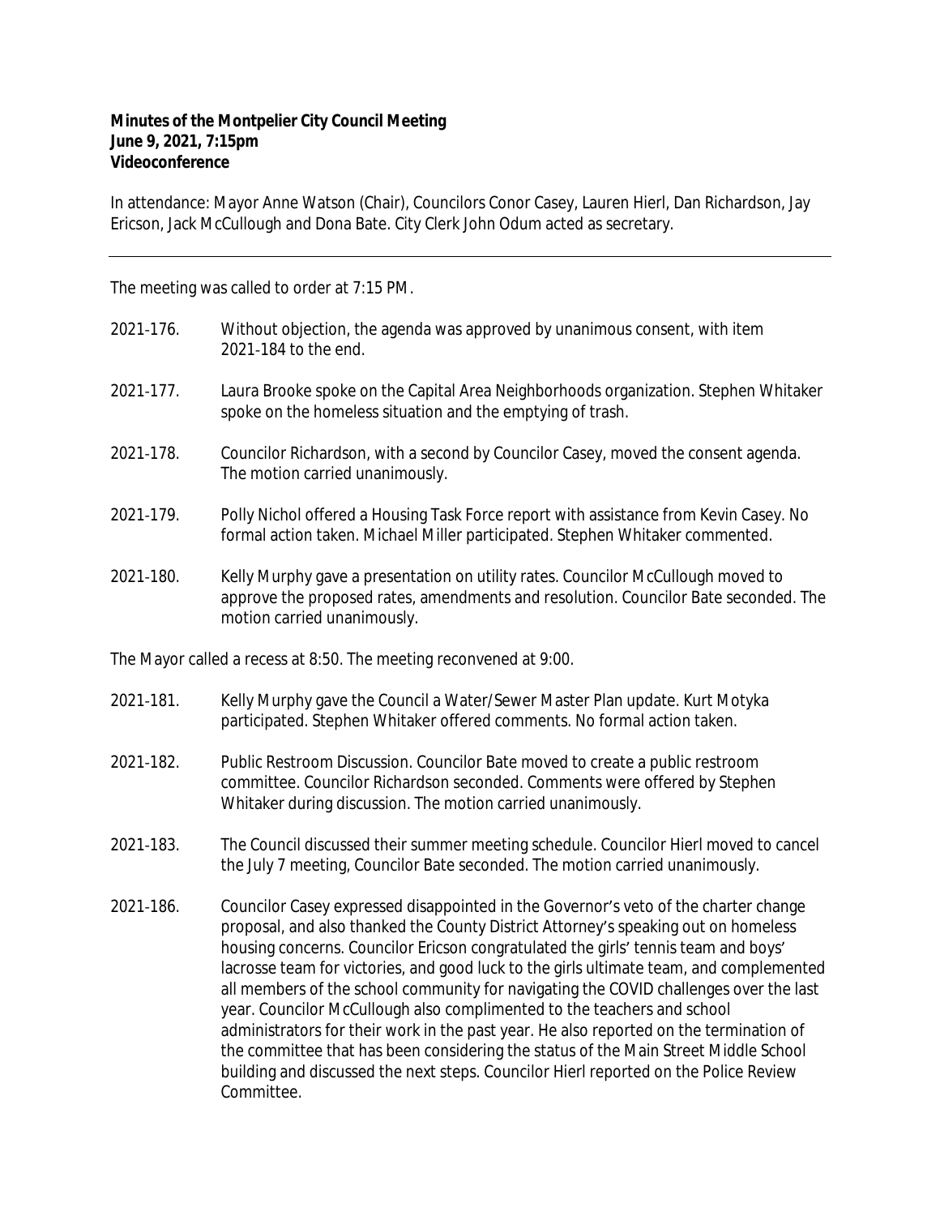**Minutes of the Montpelier City Council Meeting**
**June 9, 2021, 7:15pm**
**Videoconference**

In attendance: Mayor Anne Watson (Chair), Councilors Conor Casey, Lauren Hierl, Dan Richardson, Jay Ericson, Jack McCullough and Dona Bate. City Clerk John Odum acted as secretary.

---

The meeting was called to order at 7:15 PM.

2021-176. Without objection, the agenda was approved by unanimous consent, with item 2021-184 to the end.

2021-177. Laura Brooke spoke on the Capital Area Neighborhoods organization. Stephen Whitaker spoke on the homeless situation and the emptying of trash.

2021-178. Councilor Richardson, with a second by Councilor Casey, moved the consent agenda. The motion carried unanimously.

2021-179. Polly Nichol offered a Housing Task Force report with assistance from Kevin Casey. No formal action taken. Michael Miller participated. Stephen Whitaker commented.

2021-180. Kelly Murphy gave a presentation on utility rates. Councilor McCullough moved to approve the proposed rates, amendments and resolution. Councilor Bate seconded. The motion carried unanimously.

The Mayor called a recess at 8:50. The meeting reconvened at 9:00.

2021-181. Kelly Murphy gave the Council a Water/Sewer Master Plan update. Kurt Motyka participated. Stephen Whitaker offered comments. No formal action taken.

2021-182. Public Restroom Discussion. Councilor Bate moved to create a public restroom committee. Councilor Richardson seconded. Comments were offered by Stephen Whitaker during discussion. The motion carried unanimously.

2021-183. The Council discussed their summer meeting schedule. Councilor Hierl moved to cancel the July 7 meeting, Councilor Bate seconded. The motion carried unanimously.

2021-186. Councilor Casey expressed disappointed in the Governor's veto of the charter change proposal, and also thanked the County District Attorney's speaking out on homeless housing concerns. Councilor Ericson congratulated the girls' tennis team and boys' lacrosse team for victories, and good luck to the girls ultimate team, and complemented all members of the school community for navigating the COVID challenges over the last year. Councilor McCullough also complimented to the teachers and school administrators for their work in the past year. He also reported on the termination of the committee that has been considering the status of the Main Street Middle School building and discussed the next steps. Councilor Hierl reported on the Police Review Committee.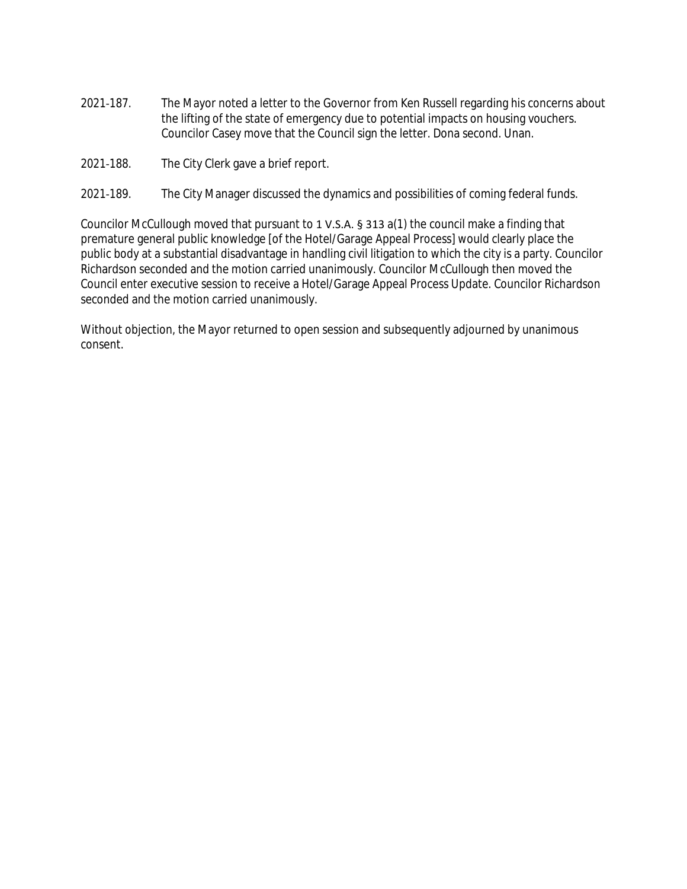2021-187. The Mayor noted a letter to the Governor from Ken Russell regarding his concerns about the lifting of the state of emergency due to potential impacts on housing vouchers. Councilor Casey move that the Council sign the letter. Dona second. Unan.

2021-188. The City Clerk gave a brief report.

2021-189. The City Manager discussed the dynamics and possibilities of coming federal funds.

Councilor McCullough moved that pursuant to 1 V.S.A. § 313 a(1) the council make a finding that premature general public knowledge [of the Hotel/Garage Appeal Process] would clearly place the public body at a substantial disadvantage in handling civil litigation to which the city is a party. Councilor Richardson seconded and the motion carried unanimously. Councilor McCullough then moved the Council enter executive session to receive a Hotel/Garage Appeal Process Update. Councilor Richardson seconded and the motion carried unanimously.

Without objection, the Mayor returned to open session and subsequently adjourned by unanimous consent.